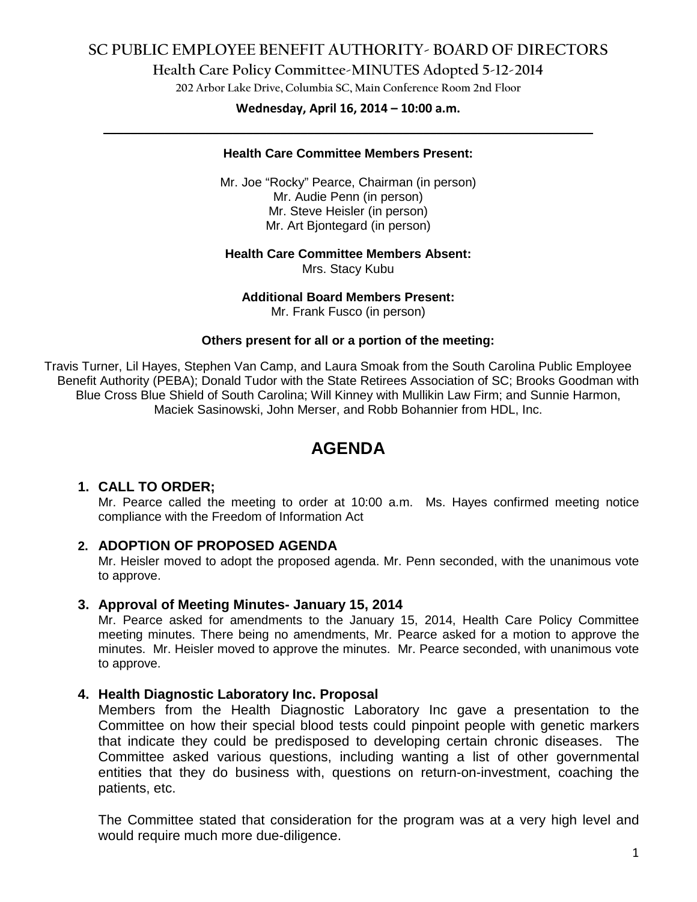# SC PUBLIC EMPLOYEE BENEFIT AUTHORITY- BOARD OF DIRECTORS

## Health Care Policy Committee-MINUTES Adopted 5-12-2014

202 Arbor Lake Drive, Columbia SC, Main Conference Room 2nd Floor

**Wednesday, April 16, 2014 – 10:00 a.m.**

---

**Health Care Committee Members Present:**

Mr. Joe "Rocky" Pearce, Chairman (in person)
Mr. Audie Penn (in person)
Mr. Steve Heisler (in person)
Mr. Art Bjontegard (in person)

**Health Care Committee Members Absent:**
Mrs. Stacy Kubu

**Additional Board Members Present:**
Mr. Frank Fusco (in person)

**Others present for all or a portion of the meeting:**

Travis Turner, Lil Hayes, Stephen Van Camp, and Laura Smoak from the South Carolina Public Employee Benefit Authority (PEBA); Donald Tudor with the State Retirees Association of SC; Brooks Goodman with Blue Cross Blue Shield of South Carolina; Will Kinney with Mullikin Law Firm; and Sunnie Harmon, Maciek Sasinowski, John Merser, and Robb Bohannier from HDL, Inc.

# AGENDA

1. **CALL TO ORDER;**
   Mr. Pearce called the meeting to order at 10:00 a.m. Ms. Hayes confirmed meeting notice compliance with the Freedom of Information Act

2. **ADOPTION OF PROPOSED AGENDA**
   Mr. Heisler moved to adopt the proposed agenda. Mr. Penn seconded, with the unanimous vote to approve.

3. **Approval of Meeting Minutes- January 15, 2014**
   Mr. Pearce asked for amendments to the January 15, 2014, Health Care Policy Committee meeting minutes. There being no amendments, Mr. Pearce asked for a motion to approve the minutes. Mr. Heisler moved to approve the minutes. Mr. Pearce seconded, with unanimous vote to approve.

4. **Health Diagnostic Laboratory Inc. Proposal**
   Members from the Health Diagnostic Laboratory Inc gave a presentation to the Committee on how their special blood tests could pinpoint people with genetic markers that indicate they could be predisposed to developing certain chronic diseases. The Committee asked various questions, including wanting a list of other governmental entities that they do business with, questions on return-on-investment, coaching the patients, etc.

   The Committee stated that consideration for the program was at a very high level and would require much more due-diligence.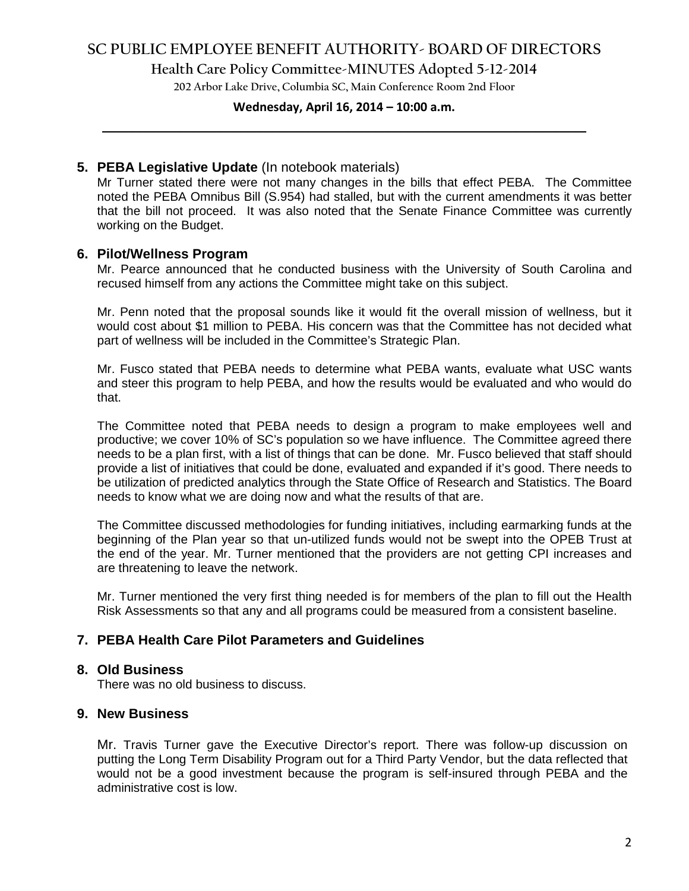## 5. PEBA Legislative Update (In notebook materials)

Mr Turner stated there were not many changes in the bills that effect PEBA. The Committee noted the PEBA Omnibus Bill (S.954) had stalled, but with the current amendments it was better that the bill not proceed. It was also noted that the Senate Finance Committee was currently working on the Budget.

## 6. Pilot/Wellness Program

Mr. Pearce announced that he conducted business with the University of South Carolina and recused himself from any actions the Committee might take on this subject.

Mr. Penn noted that the proposal sounds like it would fit the overall mission of wellness, but it would cost about $1 million to PEBA. His concern was that the Committee has not decided what part of wellness will be included in the Committee's Strategic Plan.

Mr. Fusco stated that PEBA needs to determine what PEBA wants, evaluate what USC wants and steer this program to help PEBA, and how the results would be evaluated and who would do that.

The Committee noted that PEBA needs to design a program to make employees well and productive; we cover 10% of SC's population so we have influence. The Committee agreed there needs to be a plan first, with a list of things that can be done. Mr. Fusco believed that staff should provide a list of initiatives that could be done, evaluated and expanded if it's good. There needs to be utilization of predicted analytics through the State Office of Research and Statistics. The Board needs to know what we are doing now and what the results of that are.

The Committee discussed methodologies for funding initiatives, including earmarking funds at the beginning of the Plan year so that un-utilized funds would not be swept into the OPEB Trust at the end of the year. Mr. Turner mentioned that the providers are not getting CPI increases and are threatening to leave the network.

Mr. Turner mentioned the very first thing needed is for members of the plan to fill out the Health Risk Assessments so that any and all programs could be measured from a consistent baseline.

## 7. PEBA Health Care Pilot Parameters and Guidelines

## 8. Old Business

There was no old business to discuss.

## 9. New Business

Mr. Travis Turner gave the Executive Director's report. There was follow-up discussion on putting the Long Term Disability Program out for a Third Party Vendor, but the data reflected that would not be a good investment because the program is self-insured through PEBA and the administrative cost is low.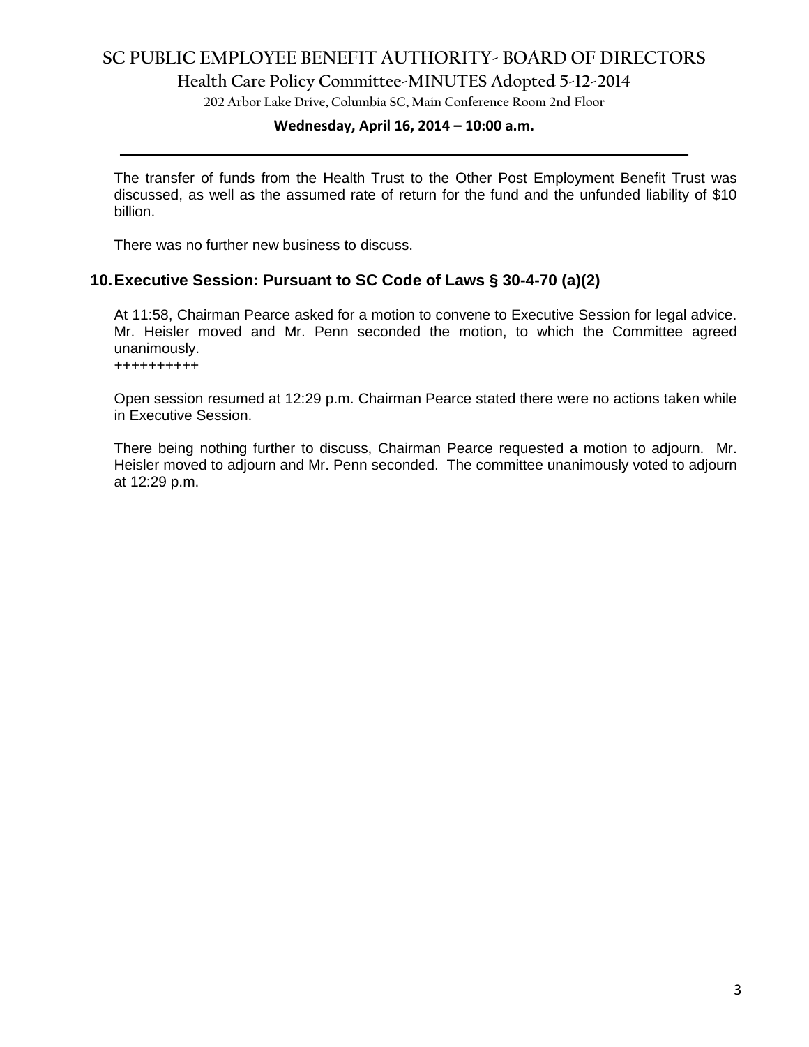The transfer of funds from the Health Trust to the Other Post Employment Benefit Trust was discussed, as well as the assumed rate of return for the fund and the unfunded liability of $10 billion.

There was no further new business to discuss.

## 10. Executive Session: Pursuant to SC Code of Laws § 30-4-70 (a)(2)

At 11:58, Chairman Pearce asked for a motion to convene to Executive Session for legal advice. Mr. Heisler moved and Mr. Penn seconded the motion, to which the Committee agreed unanimously.

++++++++++

Open session resumed at 12:29 p.m. Chairman Pearce stated there were no actions taken while in Executive Session.

There being nothing further to discuss, Chairman Pearce requested a motion to adjourn. Mr. Heisler moved to adjourn and Mr. Penn seconded. The committee unanimously voted to adjourn at 12:29 p.m.